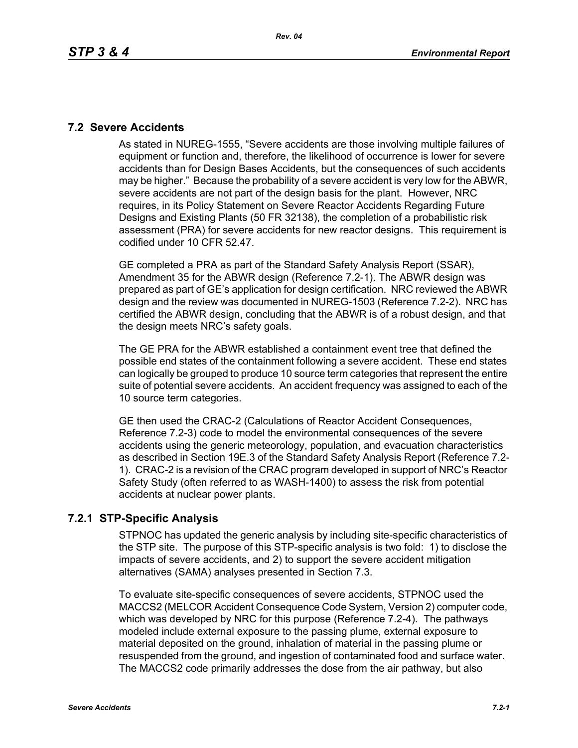## 7.2 Severe Accidents

As stated in NUREG-1555, "Severe accidents are those involving multiple failures of equipment or function and, therefore, the likelihood of occurrence is lower for severe accidents than for Design Bases Accidents, but the consequences of such accidents may be higher." Because the probability of a severe accident is very low for the ABWR, severe accidents are not part of the design basis for the plant. However, NRC requires, in its Policy Statement on Severe Reactor Accidents Regarding Future Designs and Existing Plants (50 FR 32138), the completion of a probabilistic risk assessment (PRA) for severe accidents for new reactor designs. This requirement is codified under 10 CFR 52.47.

GE completed a PRA as part of the Standard Safety Analysis Report (SSAR), Amendment 35 for the ABWR design (Reference 7.2-1). The ABWR design was prepared as part of GE's application for design certification. NRC reviewed the ABWR design and the review was documented in NUREG-1503 (Reference 7.2-2). NRC has certified the ABWR design, concluding that the ABWR is of a robust design, and that the design meets NRC's safety goals.

The GE PRA for the ABWR established a containment event tree that defined the possible end states of the containment following a severe accident. These end states can logically be grouped to produce 10 source term categories that represent the entire suite of potential severe accidents. An accident frequency was assigned to each of the 10 source term categories.

GE then used the CRAC-2 (Calculations of Reactor Accident Consequences, Reference 7.2-3) code to model the environmental consequences of the severe accidents using the generic meteorology, population, and evacuation characteristics as described in Section 19E.3 of the Standard Safety Analysis Report (Reference 7.2-1). CRAC-2 is a revision of the CRAC program developed in support of NRC's Reactor Safety Study (often referred to as WASH-1400) to assess the risk from potential accidents at nuclear power plants.

### 7.2.1 STP-Specific Analysis

STPNOC has updated the generic analysis by including site-specific characteristics of the STP site. The purpose of this STP-specific analysis is two fold: 1) to disclose the impacts of severe accidents, and 2) to support the severe accident mitigation alternatives (SAMA) analyses presented in Section 7.3.

To evaluate site-specific consequences of severe accidents, STPNOC used the MACCS2 (MELCOR Accident Consequence Code System, Version 2) computer code, which was developed by NRC for this purpose (Reference 7.2-4). The pathways modeled include external exposure to the passing plume, external exposure to material deposited on the ground, inhalation of material in the passing plume or resuspended from the ground, and ingestion of contaminated food and surface water. The MACCS2 code primarily addresses the dose from the air pathway, but also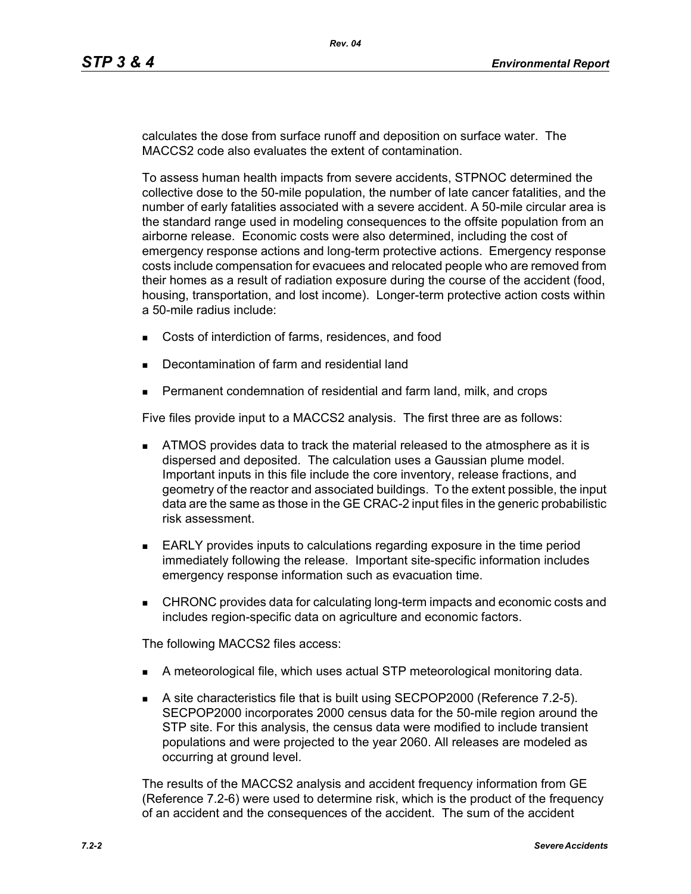calculates the dose from surface runoff and deposition on surface water. The MACCS2 code also evaluates the extent of contamination.

To assess human health impacts from severe accidents, STPNOC determined the collective dose to the 50-mile population, the number of late cancer fatalities, and the number of early fatalities associated with a severe accident. A 50-mile circular area is the standard range used in modeling consequences to the offsite population from an airborne release. Economic costs were also determined, including the cost of emergency response actions and long-term protective actions. Emergency response costs include compensation for evacuees and relocated people who are removed from their homes as a result of radiation exposure during the course of the accident (food, housing, transportation, and lost income). Longer-term protective action costs within a 50-mile radius include:

- Costs of interdiction of farms, residences, and food
- Decontamination of farm and residential land
- Permanent condemnation of residential and farm land, milk, and crops

Five files provide input to a MACCS2 analysis. The first three are as follows:

- ATMOS provides data to track the material released to the atmosphere as it is dispersed and deposited. The calculation uses a Gaussian plume model. Important inputs in this file include the core inventory, release fractions, and geometry of the reactor and associated buildings. To the extent possible, the input data are the same as those in the GE CRAC-2 input files in the generic probabilistic risk assessment.
- EARLY provides inputs to calculations regarding exposure in the time period immediately following the release. Important site-specific information includes emergency response information such as evacuation time.
- CHRONC provides data for calculating long-term impacts and economic costs and includes region-specific data on agriculture and economic factors.

The following MACCS2 files access:

- A meteorological file, which uses actual STP meteorological monitoring data.
- A site characteristics file that is built using SECPOP2000 (Reference 7.2-5). SECPOP2000 incorporates 2000 census data for the 50-mile region around the STP site. For this analysis, the census data were modified to include transient populations and were projected to the year 2060. All releases are modeled as occurring at ground level.

The results of the MACCS2 analysis and accident frequency information from GE (Reference 7.2-6) were used to determine risk, which is the product of the frequency of an accident and the consequences of the accident. The sum of the accident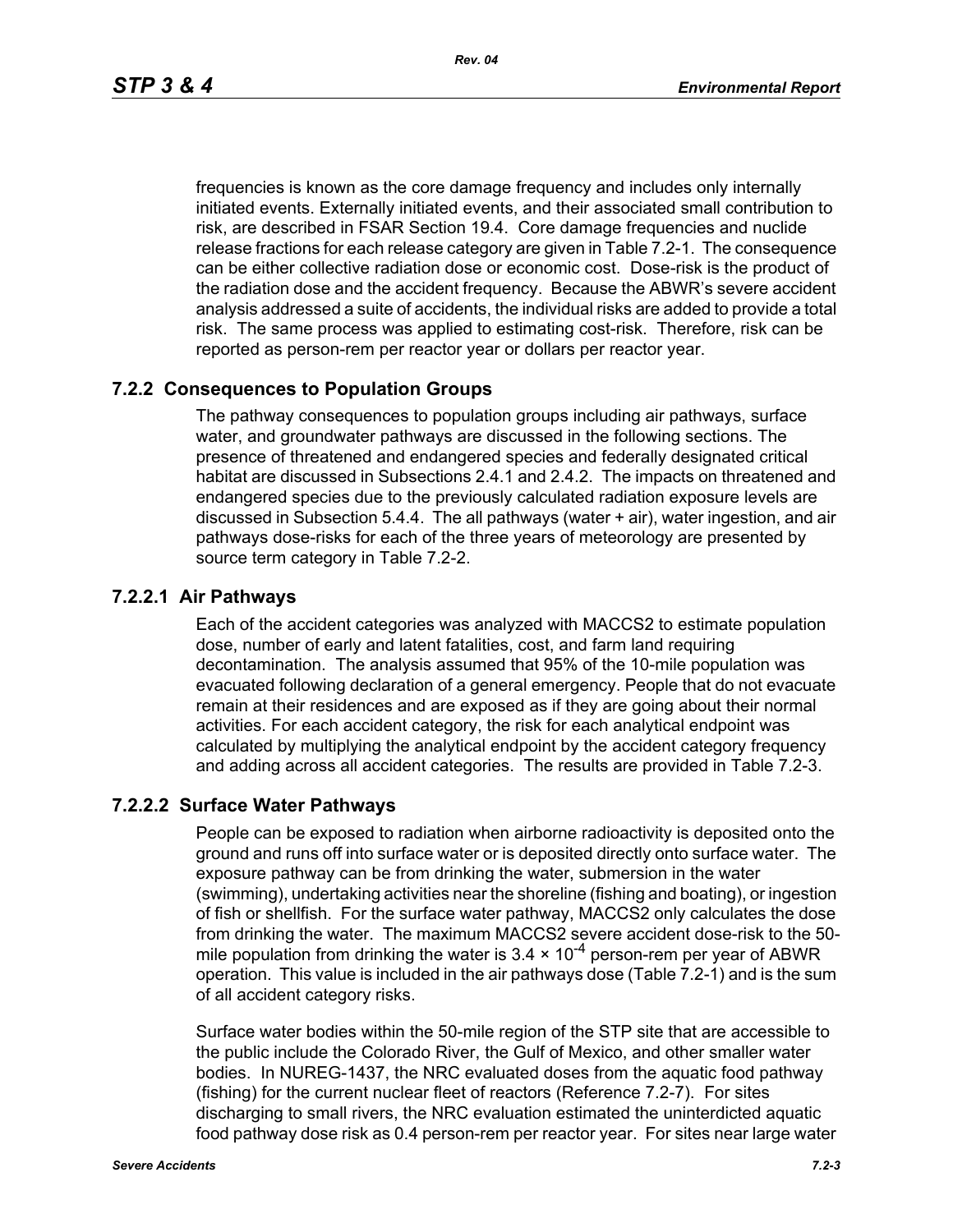frequencies is known as the core damage frequency and includes only internally initiated events. Externally initiated events, and their associated small contribution to risk, are described in FSAR Section 19.4. Core damage frequencies and nuclide release fractions for each release category are given in Table 7.2-1. The consequence can be either collective radiation dose or economic cost. Dose-risk is the product of the radiation dose and the accident frequency. Because the ABWR's severe accident analysis addressed a suite of accidents, the individual risks are added to provide a total risk. The same process was applied to estimating cost-risk. Therefore, risk can be reported as person-rem per reactor year or dollars per reactor year.

## 7.2.2 Consequences to Population Groups

The pathway consequences to population groups including air pathways, surface water, and groundwater pathways are discussed in the following sections. The presence of threatened and endangered species and federally designated critical habitat are discussed in Subsections 2.4.1 and 2.4.2. The impacts on threatened and endangered species due to the previously calculated radiation exposure levels are discussed in Subsection 5.4.4. The all pathways (water + air), water ingestion, and air pathways dose-risks for each of the three years of meteorology are presented by source term category in Table 7.2-2.

### 7.2.2.1 Air Pathways

Each of the accident categories was analyzed with MACCS2 to estimate population dose, number of early and latent fatalities, cost, and farm land requiring decontamination. The analysis assumed that 95% of the 10-mile population was evacuated following declaration of a general emergency. People that do not evacuate remain at their residences and are exposed as if they are going about their normal activities. For each accident category, the risk for each analytical endpoint was calculated by multiplying the analytical endpoint by the accident category frequency and adding across all accident categories. The results are provided in Table 7.2-3.

### 7.2.2.2 Surface Water Pathways

People can be exposed to radiation when airborne radioactivity is deposited onto the ground and runs off into surface water or is deposited directly onto surface water. The exposure pathway can be from drinking the water, submersion in the water (swimming), undertaking activities near the shoreline (fishing and boating), or ingestion of fish or shellfish. For the surface water pathway, MACCS2 only calculates the dose from drinking the water. The maximum MACCS2 severe accident dose-risk to the 50-mile population from drinking the water is $3.4 \times 10^{-4}$ person-rem per year of ABWR operation. This value is included in the air pathways dose (Table 7.2-1) and is the sum of all accident category risks.

Surface water bodies within the 50-mile region of the STP site that are accessible to the public include the Colorado River, the Gulf of Mexico, and other smaller water bodies. In NUREG-1437, the NRC evaluated doses from the aquatic food pathway (fishing) for the current nuclear fleet of reactors (Reference 7.2-7). For sites discharging to small rivers, the NRC evaluation estimated the uninterdicted aquatic food pathway dose risk as 0.4 person-rem per reactor year. For sites near large water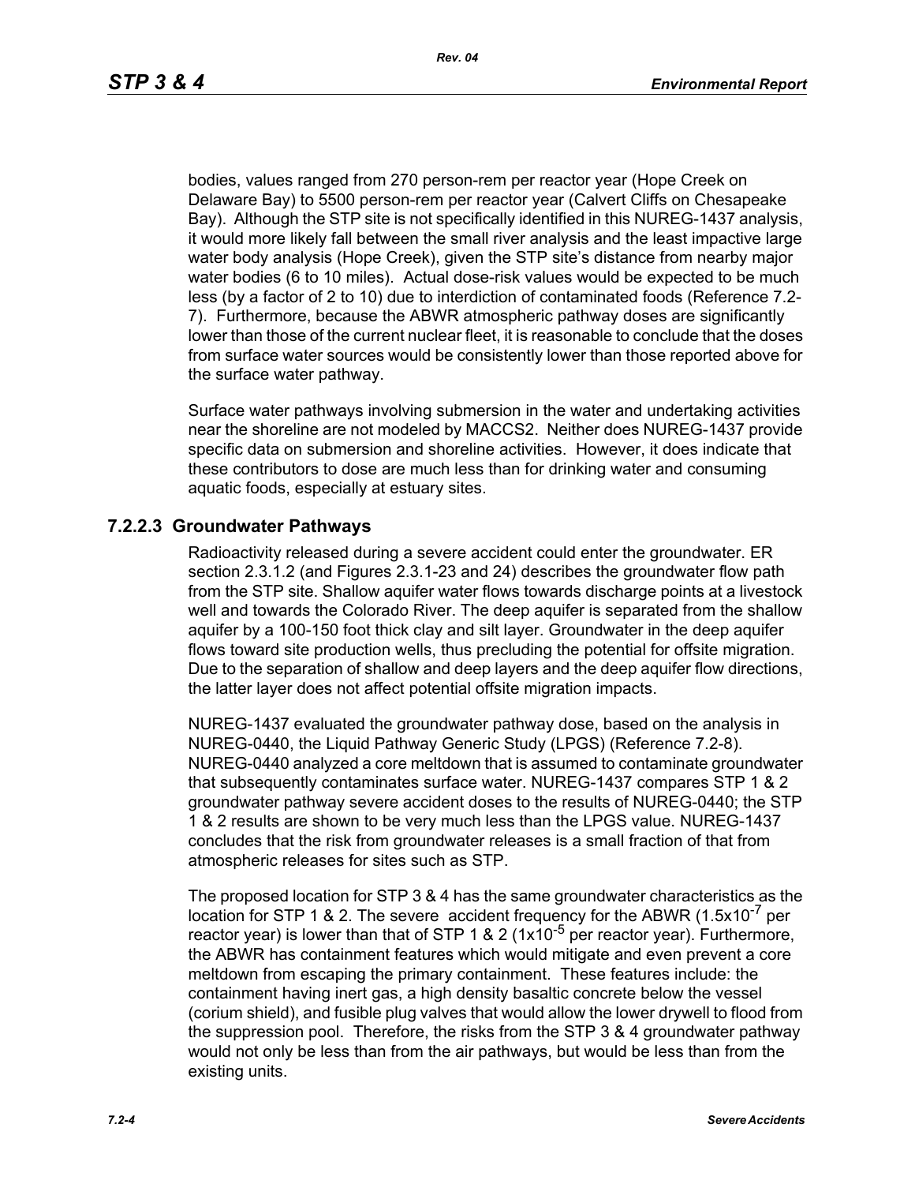bodies, values ranged from 270 person-rem per reactor year (Hope Creek on Delaware Bay) to 5500 person-rem per reactor year (Calvert Cliffs on Chesapeake Bay). Although the STP site is not specifically identified in this NUREG-1437 analysis, it would more likely fall between the small river analysis and the least impactive large water body analysis (Hope Creek), given the STP site's distance from nearby major water bodies (6 to 10 miles). Actual dose-risk values would be expected to be much less (by a factor of 2 to 10) due to interdiction of contaminated foods (Reference 7.2-7). Furthermore, because the ABWR atmospheric pathway doses are significantly lower than those of the current nuclear fleet, it is reasonable to conclude that the doses from surface water sources would be consistently lower than those reported above for the surface water pathway.

Surface water pathways involving submersion in the water and undertaking activities near the shoreline are not modeled by MACCS2. Neither does NUREG-1437 provide specific data on submersion and shoreline activities. However, it does indicate that these contributors to dose are much less than for drinking water and consuming aquatic foods, especially at estuary sites.

### 7.2.2.3 Groundwater Pathways

Radioactivity released during a severe accident could enter the groundwater. ER section 2.3.1.2 (and Figures 2.3.1-23 and 24) describes the groundwater flow path from the STP site. Shallow aquifer water flows towards discharge points at a livestock well and towards the Colorado River. The deep aquifer is separated from the shallow aquifer by a 100-150 foot thick clay and silt layer. Groundwater in the deep aquifer flows toward site production wells, thus precluding the potential for offsite migration. Due to the separation of shallow and deep layers and the deep aquifer flow directions, the latter layer does not affect potential offsite migration impacts.

NUREG-1437 evaluated the groundwater pathway dose, based on the analysis in NUREG-0440, the Liquid Pathway Generic Study (LPGS) (Reference 7.2-8). NUREG-0440 analyzed a core meltdown that is assumed to contaminate groundwater that subsequently contaminates surface water. NUREG-1437 compares STP 1 & 2 groundwater pathway severe accident doses to the results of NUREG-0440; the STP 1 & 2 results are shown to be very much less than the LPGS value. NUREG-1437 concludes that the risk from groundwater releases is a small fraction of that from atmospheric releases for sites such as STP.

The proposed location for STP 3 & 4 has the same groundwater characteristics as the location for STP 1 & 2. The severe accident frequency for the ABWR ($1.5 \times 10^{-7}$ per reactor year) is lower than that of STP 1 & 2 ($1 \times 10^{-5}$ per reactor year). Furthermore, the ABWR has containment features which would mitigate and even prevent a core meltdown from escaping the primary containment. These features include: the containment having inert gas, a high density basaltic concrete below the vessel (corium shield), and fusible plug valves that would allow the lower drywell to flood from the suppression pool. Therefore, the risks from the STP 3 & 4 groundwater pathway would not only be less than from the air pathways, but would be less than from the existing units.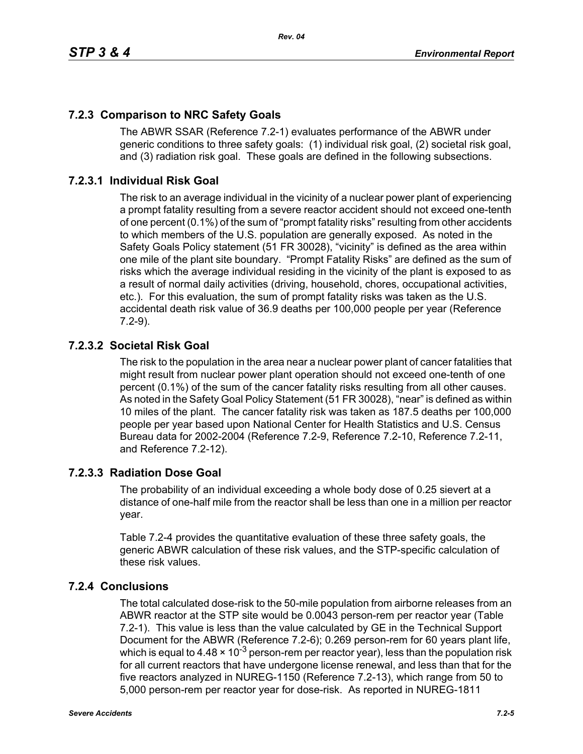## 7.2.3 Comparison to NRC Safety Goals

The ABWR SSAR (Reference 7.2-1) evaluates performance of the ABWR under generic conditions to three safety goals: (1) individual risk goal, (2) societal risk goal, and (3) radiation risk goal. These goals are defined in the following subsections.

### 7.2.3.1 Individual Risk Goal

The risk to an average individual in the vicinity of a nuclear power plant of experiencing a prompt fatality resulting from a severe reactor accident should not exceed one-tenth of one percent (0.1%) of the sum of "prompt fatality risks" resulting from other accidents to which members of the U.S. population are generally exposed. As noted in the Safety Goals Policy statement (51 FR 30028), "vicinity" is defined as the area within one mile of the plant site boundary. "Prompt Fatality Risks" are defined as the sum of risks which the average individual residing in the vicinity of the plant is exposed to as a result of normal daily activities (driving, household, chores, occupational activities, etc.). For this evaluation, the sum of prompt fatality risks was taken as the U.S. accidental death risk value of 36.9 deaths per 100,000 people per year (Reference 7.2-9).

### 7.2.3.2 Societal Risk Goal

The risk to the population in the area near a nuclear power plant of cancer fatalities that might result from nuclear power plant operation should not exceed one-tenth of one percent (0.1%) of the sum of the cancer fatality risks resulting from all other causes. As noted in the Safety Goal Policy Statement (51 FR 30028), "near" is defined as within 10 miles of the plant. The cancer fatality risk was taken as 187.5 deaths per 100,000 people per year based upon National Center for Health Statistics and U.S. Census Bureau data for 2002-2004 (Reference 7.2-9, Reference 7.2-10, Reference 7.2-11, and Reference 7.2-12).

### 7.2.3.3 Radiation Dose Goal

The probability of an individual exceeding a whole body dose of 0.25 sievert at a distance of one-half mile from the reactor shall be less than one in a million per reactor year.

Table 7.2-4 provides the quantitative evaluation of these three safety goals, the generic ABWR calculation of these risk values, and the STP-specific calculation of these risk values.

## 7.2.4 Conclusions

The total calculated dose-risk to the 50-mile population from airborne releases from an ABWR reactor at the STP site would be 0.0043 person-rem per reactor year (Table 7.2-1). This value is less than the value calculated by GE in the Technical Support Document for the ABWR (Reference 7.2-6); 0.269 person-rem for 60 years plant life, which is equal to $4.48 \times 10^{-3}$ person-rem per reactor year), less than the population risk for all current reactors that have undergone license renewal, and less than that for the five reactors analyzed in NUREG-1150 (Reference 7.2-13), which range from 50 to 5,000 person-rem per reactor year for dose-risk. As reported in NUREG-1811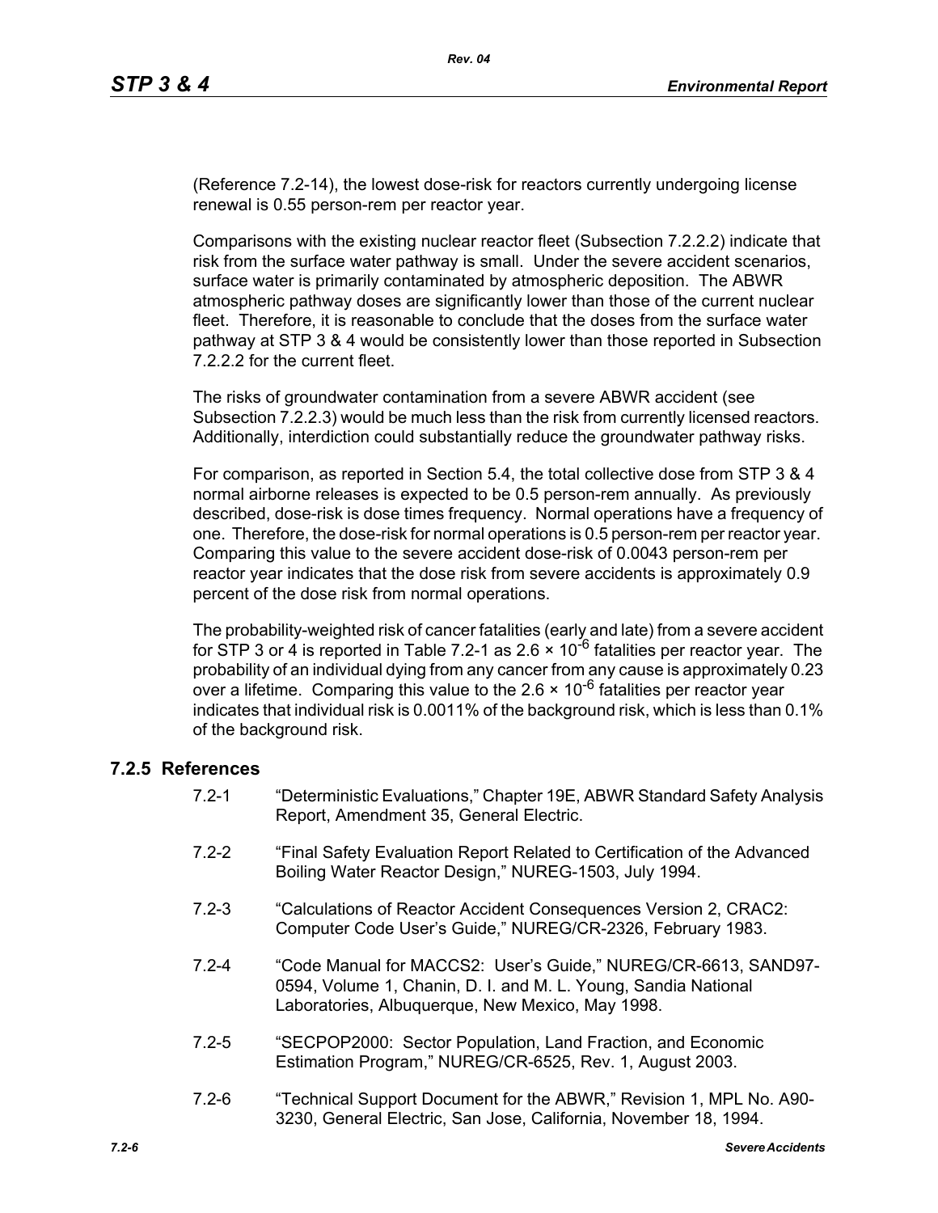(Reference 7.2-14), the lowest dose-risk for reactors currently undergoing license renewal is 0.55 person-rem per reactor year.

Comparisons with the existing nuclear reactor fleet (Subsection 7.2.2.2) indicate that risk from the surface water pathway is small. Under the severe accident scenarios, surface water is primarily contaminated by atmospheric deposition. The ABWR atmospheric pathway doses are significantly lower than those of the current nuclear fleet. Therefore, it is reasonable to conclude that the doses from the surface water pathway at STP 3 & 4 would be consistently lower than those reported in Subsection 7.2.2.2 for the current fleet.

The risks of groundwater contamination from a severe ABWR accident (see Subsection 7.2.2.3) would be much less than the risk from currently licensed reactors. Additionally, interdiction could substantially reduce the groundwater pathway risks.

For comparison, as reported in Section 5.4, the total collective dose from STP 3 & 4 normal airborne releases is expected to be 0.5 person-rem annually. As previously described, dose-risk is dose times frequency. Normal operations have a frequency of one. Therefore, the dose-risk for normal operations is 0.5 person-rem per reactor year. Comparing this value to the severe accident dose-risk of 0.0043 person-rem per reactor year indicates that the dose risk from severe accidents is approximately 0.9 percent of the dose risk from normal operations.

The probability-weighted risk of cancer fatalities (early and late) from a severe accident for STP 3 or 4 is reported in Table 7.2-1 as $2.6 \times 10^{-6}$ fatalities per reactor year. The probability of an individual dying from any cancer from any cause is approximately 0.23 over a lifetime. Comparing this value to the $2.6 \times 10^{-6}$ fatalities per reactor year indicates that individual risk is 0.0011% of the background risk, which is less than 0.1% of the background risk.

### 7.2.5 References

7.2-1 "Deterministic Evaluations," Chapter 19E, ABWR Standard Safety Analysis Report, Amendment 35, General Electric.

7.2-2 "Final Safety Evaluation Report Related to Certification of the Advanced Boiling Water Reactor Design," NUREG-1503, July 1994.

7.2-3 "Calculations of Reactor Accident Consequences Version 2, CRAC2: Computer Code User's Guide," NUREG/CR-2326, February 1983.

7.2-4 "Code Manual for MACCS2: User's Guide," NUREG/CR-6613, SAND97-0594, Volume 1, Chanin, D. I. and M. L. Young, Sandia National Laboratories, Albuquerque, New Mexico, May 1998.

7.2-5 "SECPOP2000: Sector Population, Land Fraction, and Economic Estimation Program," NUREG/CR-6525, Rev. 1, August 2003.

7.2-6 "Technical Support Document for the ABWR," Revision 1, MPL No. A90-3230, General Electric, San Jose, California, November 18, 1994.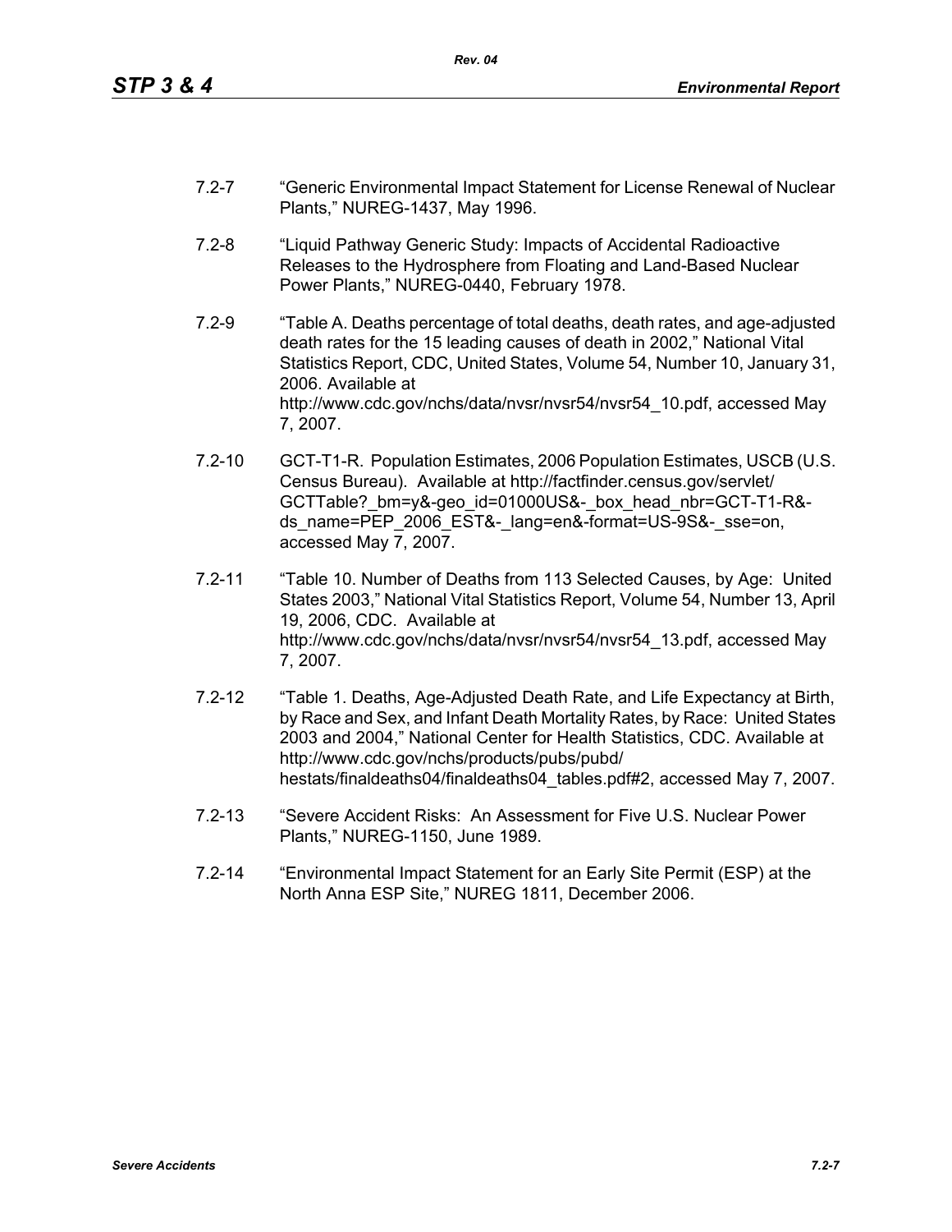7.2-7 “Generic Environmental Impact Statement for License Renewal of Nuclear Plants,” NUREG-1437, May 1996.

7.2-8 “Liquid Pathway Generic Study: Impacts of Accidental Radioactive Releases to the Hydrosphere from Floating and Land-Based Nuclear Power Plants,” NUREG-0440, February 1978.

7.2-9 “Table A. Deaths percentage of total deaths, death rates, and age-adjusted death rates for the 15 leading causes of death in 2002,” National Vital Statistics Report, CDC, United States, Volume 54, Number 10, January 31, 2006. Available at http://www.cdc.gov/nchs/data/nvsr/nvsr54/nvsr54_10.pdf, accessed May 7, 2007.

7.2-10 GCT-T1-R. Population Estimates, 2006 Population Estimates, USCB (U.S. Census Bureau). Available at http://factfinder.census.gov/servlet/GCTTable?_bm=y&-geo_id=01000US&-_box_head_nbr=GCT-T1-R&-ds_name=PEP_2006_EST&-_lang=en&-format=US-9S&-_sse=on, accessed May 7, 2007.

7.2-11 “Table 10. Number of Deaths from 113 Selected Causes, by Age: United States 2003,” National Vital Statistics Report, Volume 54, Number 13, April 19, 2006, CDC. Available at http://www.cdc.gov/nchs/data/nvsr/nvsr54/nvsr54_13.pdf, accessed May 7, 2007.

7.2-12 “Table 1. Deaths, Age-Adjusted Death Rate, and Life Expectancy at Birth, by Race and Sex, and Infant Death Mortality Rates, by Race: United States 2003 and 2004,” National Center for Health Statistics, CDC. Available at http://www.cdc.gov/nchs/products/pubs/pubd/hestats/finaldeaths04/finaldeaths04_tables.pdf#2, accessed May 7, 2007.

7.2-13 “Severe Accident Risks: An Assessment for Five U.S. Nuclear Power Plants,” NUREG-1150, June 1989.

7.2-14 “Environmental Impact Statement for an Early Site Permit (ESP) at the North Anna ESP Site,” NUREG 1811, December 2006.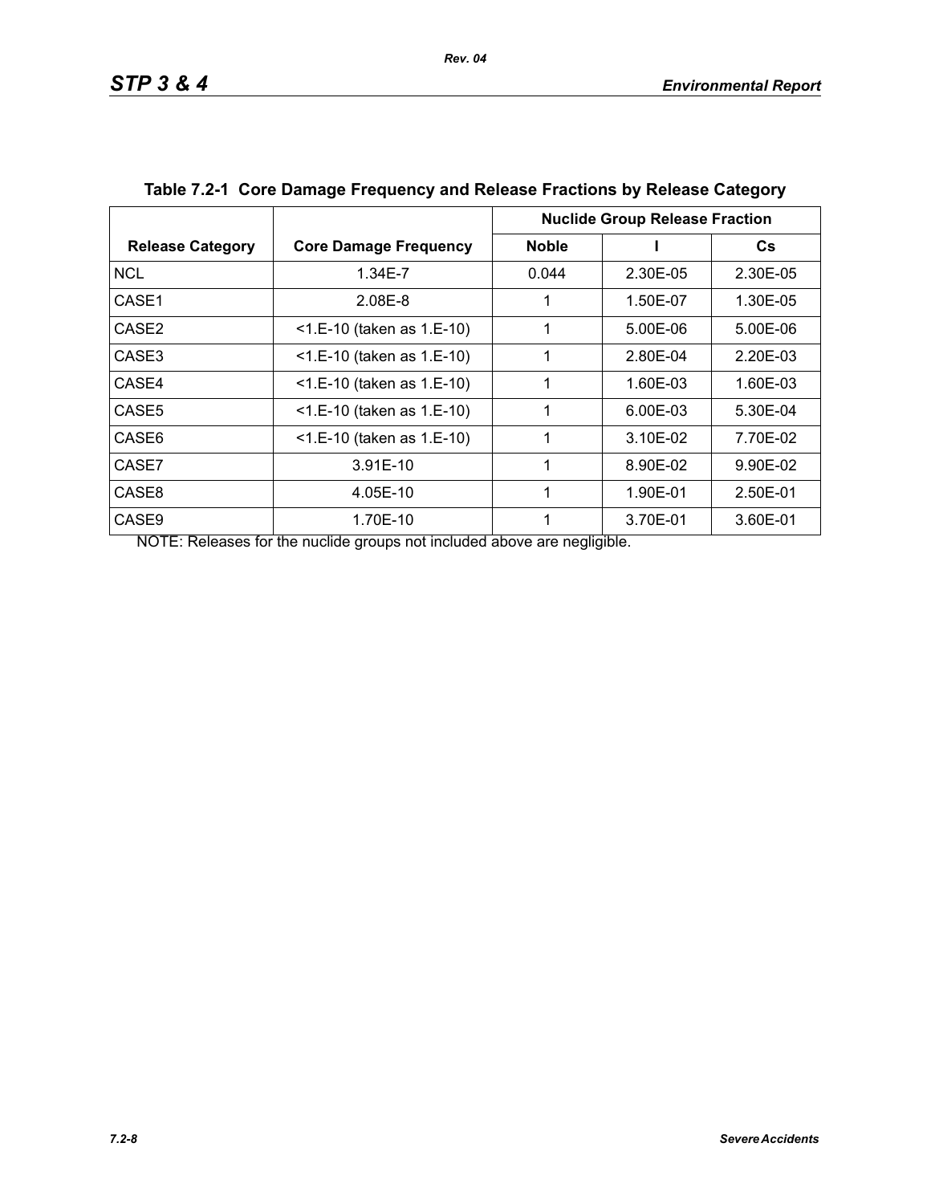**Table 7.2-1 Core Damage Frequency and Release Fractions by Release Category**

| Release Category | Core Damage Frequency | Nuclide Group Release Fraction | | |
|---|---|---|---|---|
| | | Noble | I | Cs |
| NCL | 1.34E-7 | 0.044 | 2.30E-05 | 2.30E-05 |
| CASE1 | 2.08E-8 | 1 | 1.50E-07 | 1.30E-05 |
| CASE2 | <1.E-10 (taken as 1.E-10) | 1 | 5.00E-06 | 5.00E-06 |
| CASE3 | <1.E-10 (taken as 1.E-10) | 1 | 2.80E-04 | 2.20E-03 |
| CASE4 | <1.E-10 (taken as 1.E-10) | 1 | 1.60E-03 | 1.60E-03 |
| CASE5 | <1.E-10 (taken as 1.E-10) | 1 | 6.00E-03 | 5.30E-04 |
| CASE6 | <1.E-10 (taken as 1.E-10) | 1 | 3.10E-02 | 7.70E-02 |
| CASE7 | 3.91E-10 | 1 | 8.90E-02 | 9.90E-02 |
| CASE8 | 4.05E-10 | 1 | 1.90E-01 | 2.50E-01 |
| CASE9 | 1.70E-10 | 1 | 3.70E-01 | 3.60E-01 |

NOTE: Releases for the nuclide groups not included above are negligible.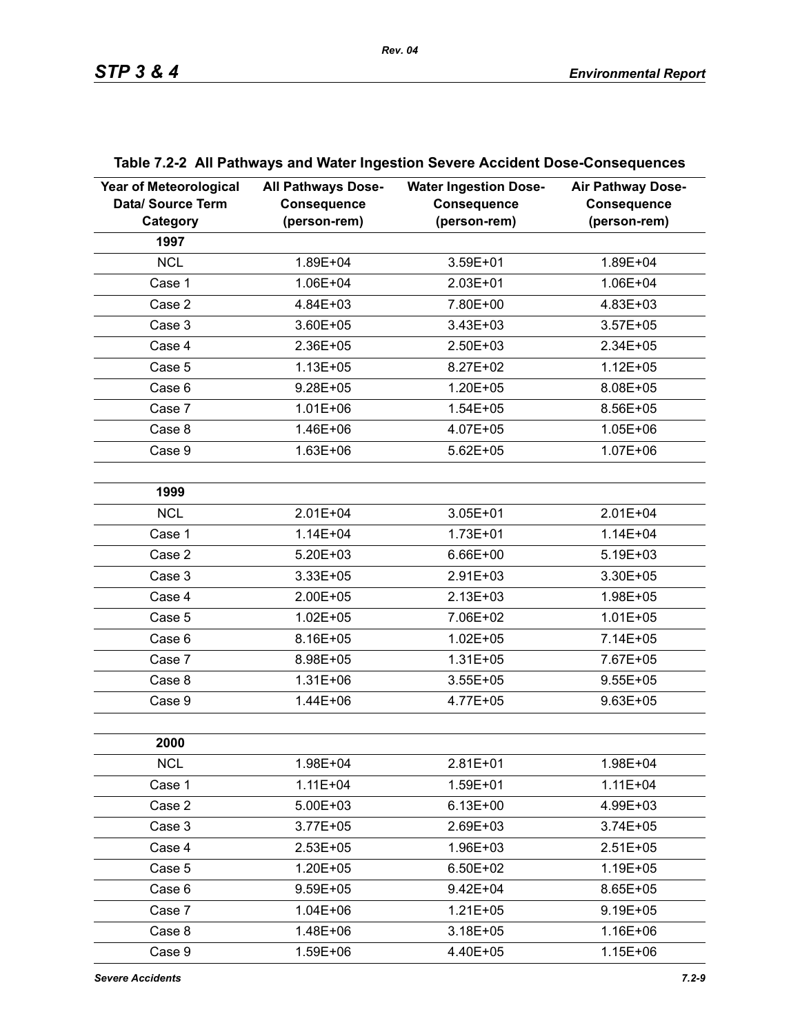**Table 7.2-2 All Pathways and Water Ingestion Severe Accident Dose-Consequences**

| Year of Meteorological Data/ Source Term Category | All Pathways Dose-Consequence (person-rem) | Water Ingestion Dose-Consequence (person-rem) | Air Pathway Dose-Consequence (person-rem) |
|---|---|---|---|
| **1997** | | | |
| NCL | 1.89E+04 | 3.59E+01 | 1.89E+04 |
| Case 1 | 1.06E+04 | 2.03E+01 | 1.06E+04 |
| Case 2 | 4.84E+03 | 7.80E+00 | 4.83E+03 |
| Case 3 | 3.60E+05 | 3.43E+03 | 3.57E+05 |
| Case 4 | 2.36E+05 | 2.50E+03 | 2.34E+05 |
| Case 5 | 1.13E+05 | 8.27E+02 | 1.12E+05 |
| Case 6 | 9.28E+05 | 1.20E+05 | 8.08E+05 |
| Case 7 | 1.01E+06 | 1.54E+05 | 8.56E+05 |
| Case 8 | 1.46E+06 | 4.07E+05 | 1.05E+06 |
| Case 9 | 1.63E+06 | 5.62E+05 | 1.07E+06 |
| | | | |
| **1999** | | | |
| NCL | 2.01E+04 | 3.05E+01 | 2.01E+04 |
| Case 1 | 1.14E+04 | 1.73E+01 | 1.14E+04 |
| Case 2 | 5.20E+03 | 6.66E+00 | 5.19E+03 |
| Case 3 | 3.33E+05 | 2.91E+03 | 3.30E+05 |
| Case 4 | 2.00E+05 | 2.13E+03 | 1.98E+05 |
| Case 5 | 1.02E+05 | 7.06E+02 | 1.01E+05 |
| Case 6 | 8.16E+05 | 1.02E+05 | 7.14E+05 |
| Case 7 | 8.98E+05 | 1.31E+05 | 7.67E+05 |
| Case 8 | 1.31E+06 | 3.55E+05 | 9.55E+05 |
| Case 9 | 1.44E+06 | 4.77E+05 | 9.63E+05 |
| | | | |
| **2000** | | | |
| NCL | 1.98E+04 | 2.81E+01 | 1.98E+04 |
| Case 1 | 1.11E+04 | 1.59E+01 | 1.11E+04 |
| Case 2 | 5.00E+03 | 6.13E+00 | 4.99E+03 |
| Case 3 | 3.77E+05 | 2.69E+03 | 3.74E+05 |
| Case 4 | 2.53E+05 | 1.96E+03 | 2.51E+05 |
| Case 5 | 1.20E+05 | 6.50E+02 | 1.19E+05 |
| Case 6 | 9.59E+05 | 9.42E+04 | 8.65E+05 |
| Case 7 | 1.04E+06 | 1.21E+05 | 9.19E+05 |
| Case 8 | 1.48E+06 | 3.18E+05 | 1.16E+06 |
| Case 9 | 1.59E+06 | 4.40E+05 | 1.15E+06 |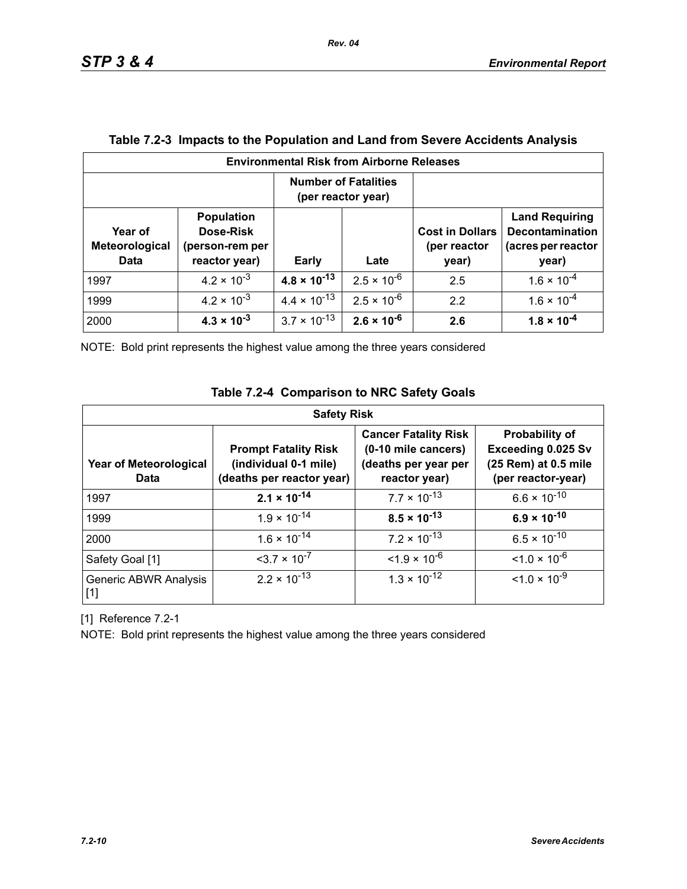**Table 7.2-3 Impacts to the Population and Land from Severe Accidents Analysis**

| Environmental Risk from Airborne Releases | | | | | |
|---|---|---|---|---|---|
| | | Number of Fatalities (per reactor year) | | | |
| Year of Meteorological Data | Population Dose-Risk (person-rem per reactor year) | Early | Late | Cost in Dollars (per reactor year) | Land Requiring Decontamination (acres per reactor year) |
| 1997 | $4.2 \times 10^{-3}$ | **$4.8 \times 10^{-13}$** | $2.5 \times 10^{-6}$ | 2.5 | $1.6 \times 10^{-4}$ |
| 1999 | $4.2 \times 10^{-3}$ | $4.4 \times 10^{-13}$ | $2.5 \times 10^{-6}$ | 2.2 | $1.6 \times 10^{-4}$ |
| 2000 | **$4.3 \times 10^{-3}$** | $3.7 \times 10^{-13}$ | **$2.6 \times 10^{-6}$** | **2.6** | **$1.8 \times 10^{-4}$** |

NOTE: Bold print represents the highest value among the three years considered

**Table 7.2-4 Comparison to NRC Safety Goals**

| Safety Risk | | | |
|---|---|---|---|
| Year of Meteorological Data | Prompt Fatality Risk (individual 0-1 mile) (deaths per reactor year) | Cancer Fatality Risk (0-10 mile cancers) (deaths per year per reactor year) | Probability of Exceeding 0.025 Sv (25 Rem) at 0.5 mile (per reactor-year) |
| 1997 | **$2.1 \times 10^{-14}$** | $7.7 \times 10^{-13}$ | $6.6 \times 10^{-10}$ |
| 1999 | $1.9 \times 10^{-14}$ | **$8.5 \times 10^{-13}$** | **$6.9 \times 10^{-10}$** |
| 2000 | $1.6 \times 10^{-14}$ | $7.2 \times 10^{-13}$ | $6.5 \times 10^{-10}$ |
| Safety Goal [1] | $<3.7 \times 10^{-7}$ | $<1.9 \times 10^{-6}$ | $<1.0 \times 10^{-6}$ |
| Generic ABWR Analysis [1] | $2.2 \times 10^{-13}$ | $1.3 \times 10^{-12}$ | $<1.0 \times 10^{-9}$ |

[1] Reference 7.2-1

NOTE: Bold print represents the highest value among the three years considered